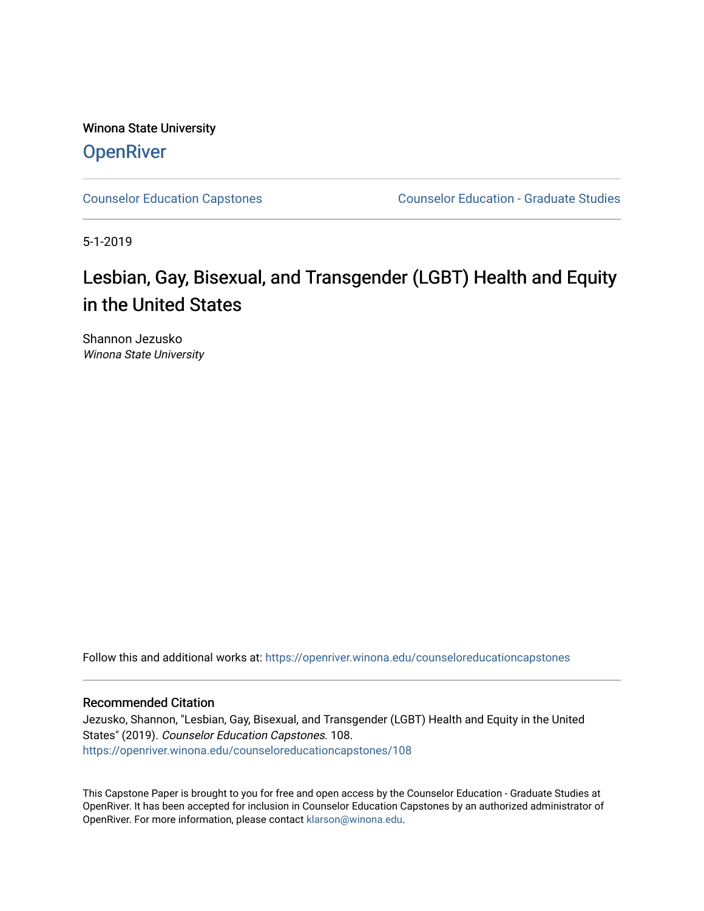Winona State University

**OpenRiver**

Counselor Education Capstones

Counselor Education - Graduate Studies

5-1-2019

# Lesbian, Gay, Bisexual, and Transgender (LGBT) Health and Equity in the United States

Shannon Jezusko
*Winona State University*

Follow this and additional works at: https://openriver.winona.edu/counseloreducationcapstones

## Recommended Citation

Jezusko, Shannon, "Lesbian, Gay, Bisexual, and Transgender (LGBT) Health and Equity in the United States" (2019). *Counselor Education Capstones*. 108.
https://openriver.winona.edu/counseloreducationcapstones/108

This Capstone Paper is brought to you for free and open access by the Counselor Education - Graduate Studies at OpenRiver. It has been accepted for inclusion in Counselor Education Capstones by an authorized administrator of OpenRiver. For more information, please contact klarson@winona.edu.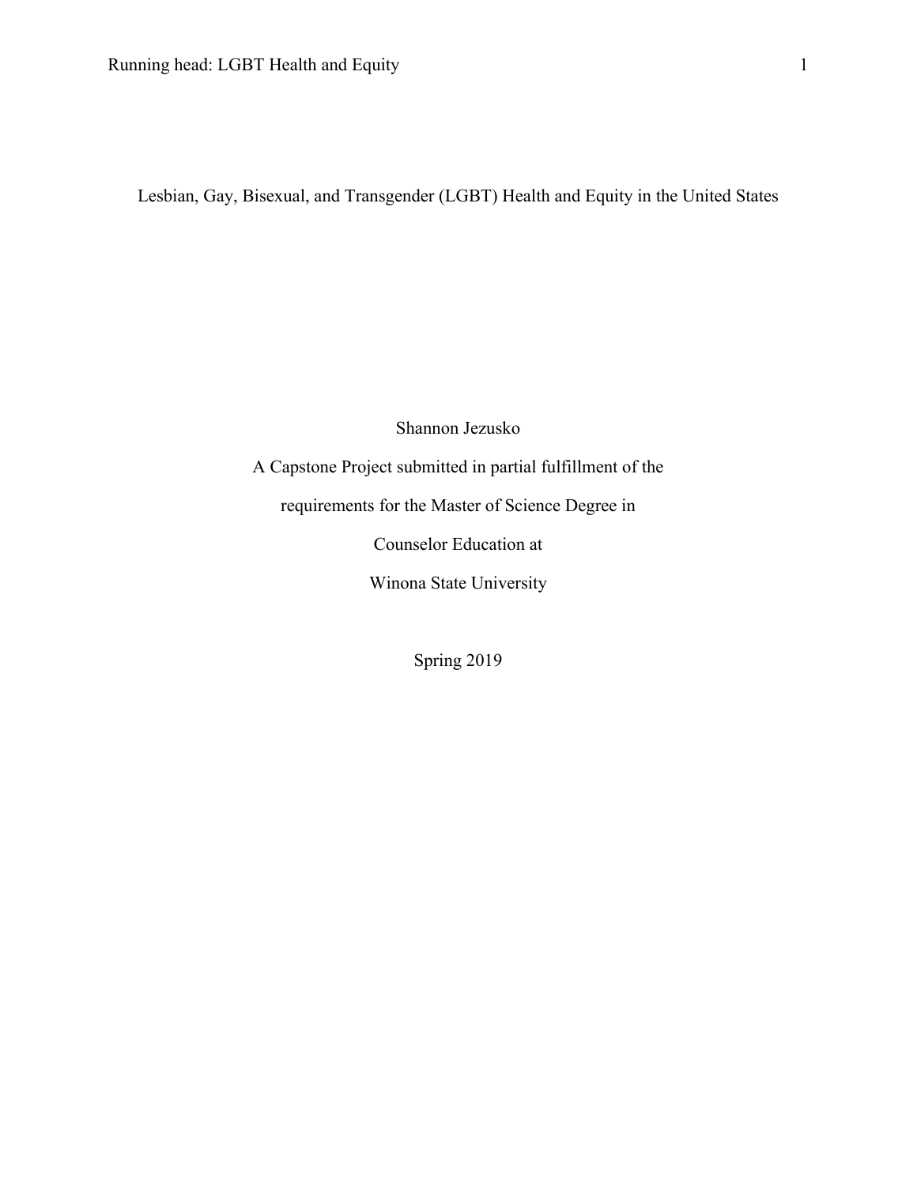# Lesbian, Gay, Bisexual, and Transgender (LGBT) Health and Equity in the United States

Shannon Jezusko

A Capstone Project submitted in partial fulfillment of the

requirements for the Master of Science Degree in

Counselor Education at

Winona State University

Spring 2019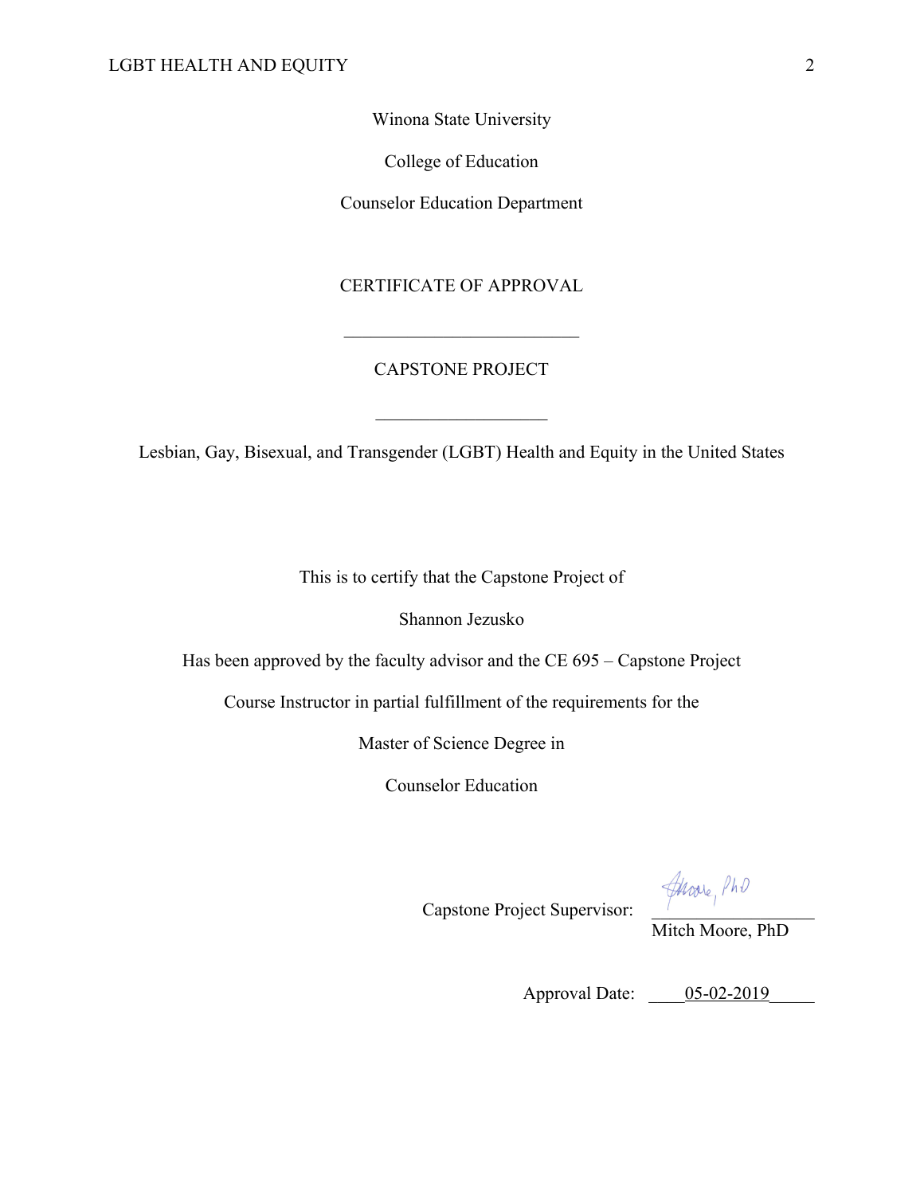Winona State University

College of Education

Counselor Education Department

CERTIFICATE OF APPROVAL

___________________________

CAPSTONE PROJECT

___________________

Lesbian, Gay, Bisexual, and Transgender (LGBT) Health and Equity in the United States

This is to certify that the Capstone Project of

Shannon Jezusko

Has been approved by the faculty advisor and the CE 695 – Capstone Project

Course Instructor in partial fulfillment of the requirements for the

Master of Science Degree in

Counselor Education

Capstone Project Supervisor: ___________________
Mitch Moore, PhD

Approval Date: 05-02-2019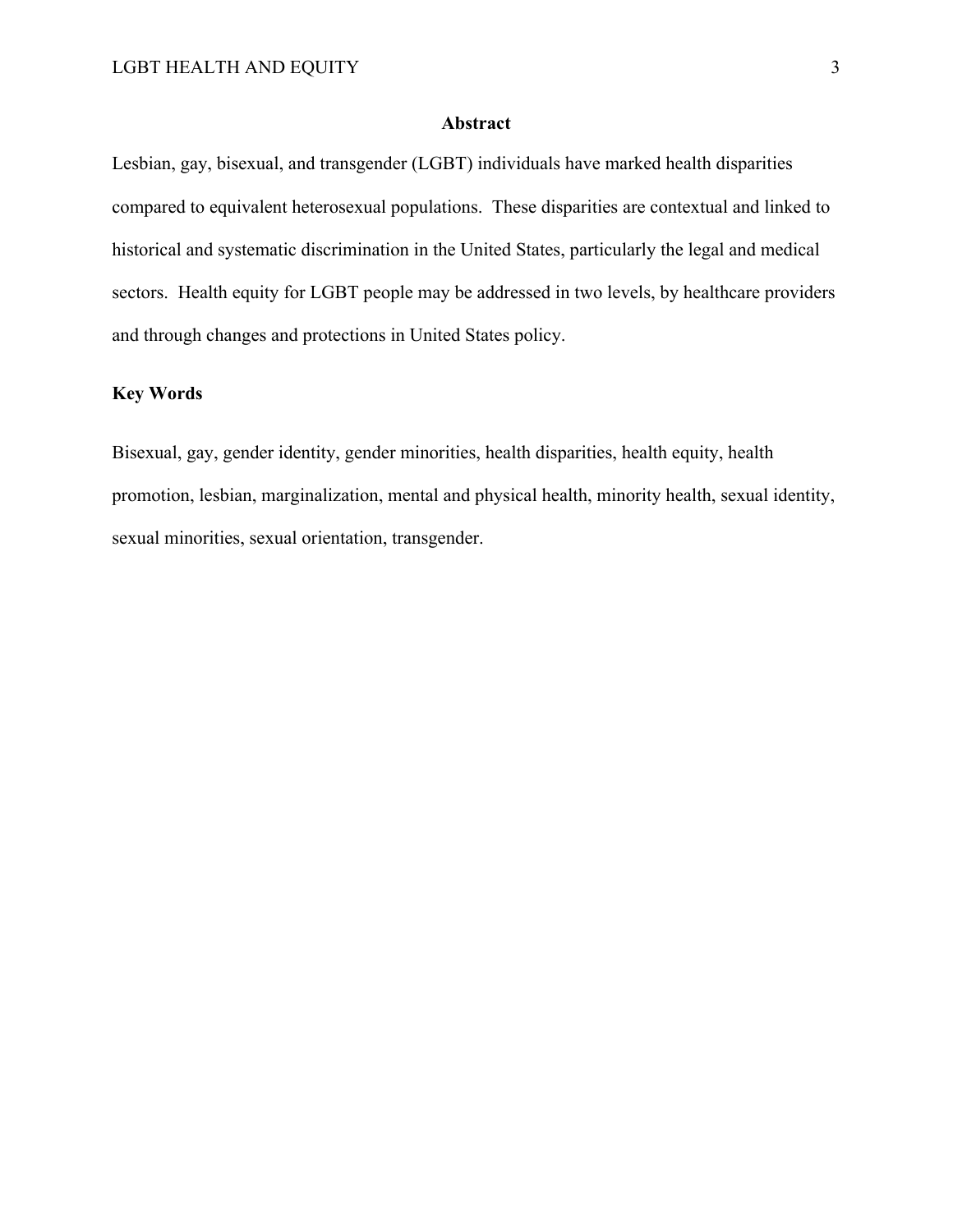## Abstract

Lesbian, gay, bisexual, and transgender (LGBT) individuals have marked health disparities compared to equivalent heterosexual populations. These disparities are contextual and linked to historical and systematic discrimination in the United States, particularly the legal and medical sectors. Health equity for LGBT people may be addressed in two levels, by healthcare providers and through changes and protections in United States policy.

**Key Words**

Bisexual, gay, gender identity, gender minorities, health disparities, health equity, health promotion, lesbian, marginalization, mental and physical health, minority health, sexual identity, sexual minorities, sexual orientation, transgender.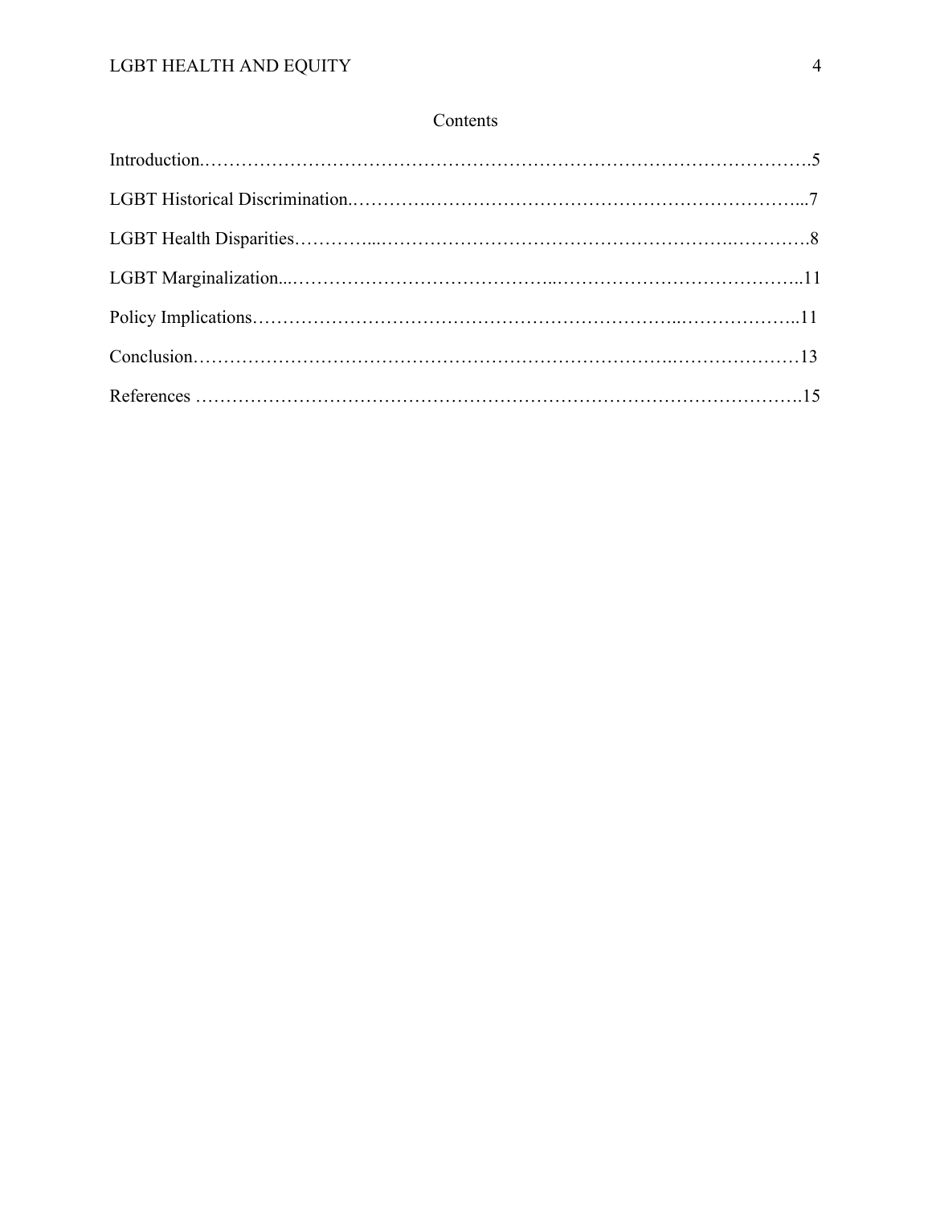## Contents

Introduction.…………………………………………………………………………………….5

LGBT Historical Discrimination.………….……………………………………………………...7

LGBT Health Disparities…………...…….……………………………………………….…………8

LGBT Marginalization...…………………………………...…………………………………..11

Policy Implications………………………….………………………………...………………..11

Conclusion……………………………………………………………………….…………………13

References ……………………….………………………………………………………………15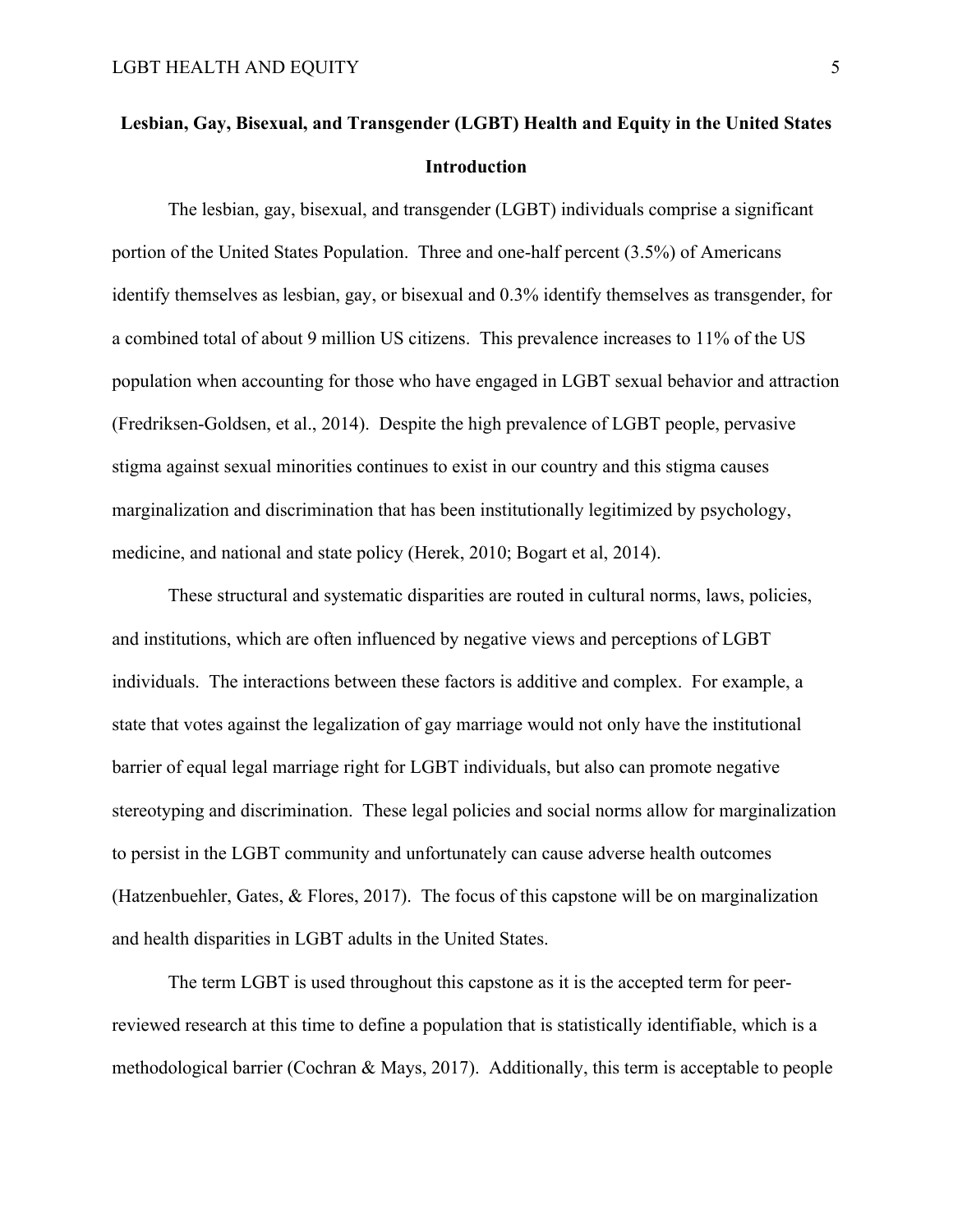# Lesbian, Gay, Bisexual, and Transgender (LGBT) Health and Equity in the United States

## Introduction

The lesbian, gay, bisexual, and transgender (LGBT) individuals comprise a significant portion of the United States Population. Three and one-half percent (3.5%) of Americans identify themselves as lesbian, gay, or bisexual and 0.3% identify themselves as transgender, for a combined total of about 9 million US citizens. This prevalence increases to 11% of the US population when accounting for those who have engaged in LGBT sexual behavior and attraction (Fredriksen-Goldsen, et al., 2014). Despite the high prevalence of LGBT people, pervasive stigma against sexual minorities continues to exist in our country and this stigma causes marginalization and discrimination that has been institutionally legitimized by psychology, medicine, and national and state policy (Herek, 2010; Bogart et al, 2014).

These structural and systematic disparities are routed in cultural norms, laws, policies, and institutions, which are often influenced by negative views and perceptions of LGBT individuals. The interactions between these factors is additive and complex. For example, a state that votes against the legalization of gay marriage would not only have the institutional barrier of equal legal marriage right for LGBT individuals, but also can promote negative stereotyping and discrimination. These legal policies and social norms allow for marginalization to persist in the LGBT community and unfortunately can cause adverse health outcomes (Hatzenbuehler, Gates, & Flores, 2017). The focus of this capstone will be on marginalization and health disparities in LGBT adults in the United States.

The term LGBT is used throughout this capstone as it is the accepted term for peer-reviewed research at this time to define a population that is statistically identifiable, which is a methodological barrier (Cochran & Mays, 2017). Additionally, this term is acceptable to people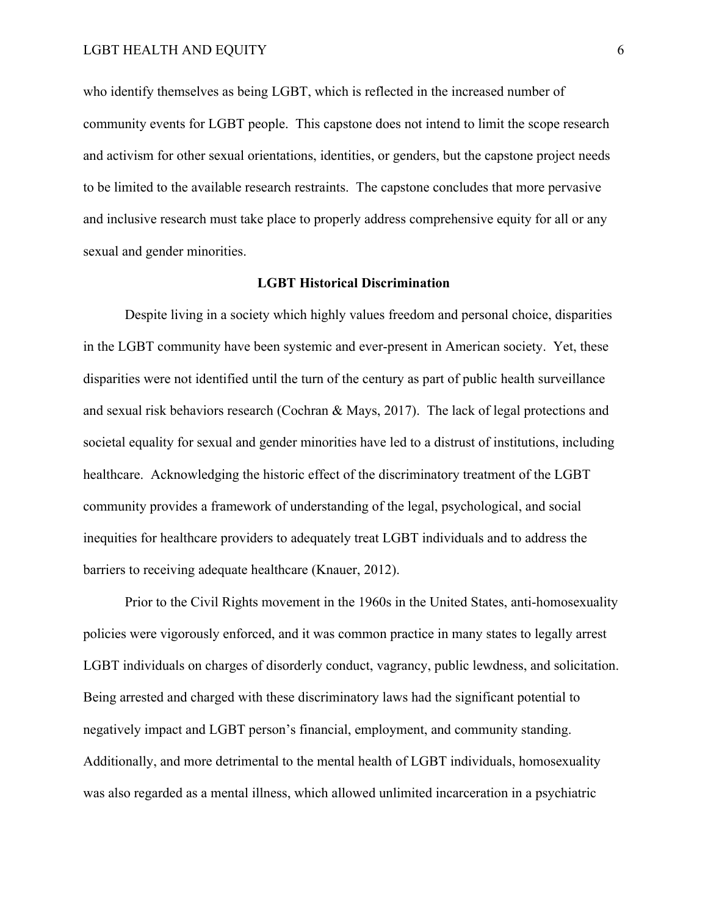who identify themselves as being LGBT, which is reflected in the increased number of community events for LGBT people. This capstone does not intend to limit the scope research and activism for other sexual orientations, identities, or genders, but the capstone project needs to be limited to the available research restraints. The capstone concludes that more pervasive and inclusive research must take place to properly address comprehensive equity for all or any sexual and gender minorities.

## LGBT Historical Discrimination

Despite living in a society which highly values freedom and personal choice, disparities in the LGBT community have been systemic and ever-present in American society. Yet, these disparities were not identified until the turn of the century as part of public health surveillance and sexual risk behaviors research (Cochran & Mays, 2017). The lack of legal protections and societal equality for sexual and gender minorities have led to a distrust of institutions, including healthcare. Acknowledging the historic effect of the discriminatory treatment of the LGBT community provides a framework of understanding of the legal, psychological, and social inequities for healthcare providers to adequately treat LGBT individuals and to address the barriers to receiving adequate healthcare (Knauer, 2012).

Prior to the Civil Rights movement in the 1960s in the United States, anti-homosexuality policies were vigorously enforced, and it was common practice in many states to legally arrest LGBT individuals on charges of disorderly conduct, vagrancy, public lewdness, and solicitation. Being arrested and charged with these discriminatory laws had the significant potential to negatively impact and LGBT person's financial, employment, and community standing. Additionally, and more detrimental to the mental health of LGBT individuals, homosexuality was also regarded as a mental illness, which allowed unlimited incarceration in a psychiatric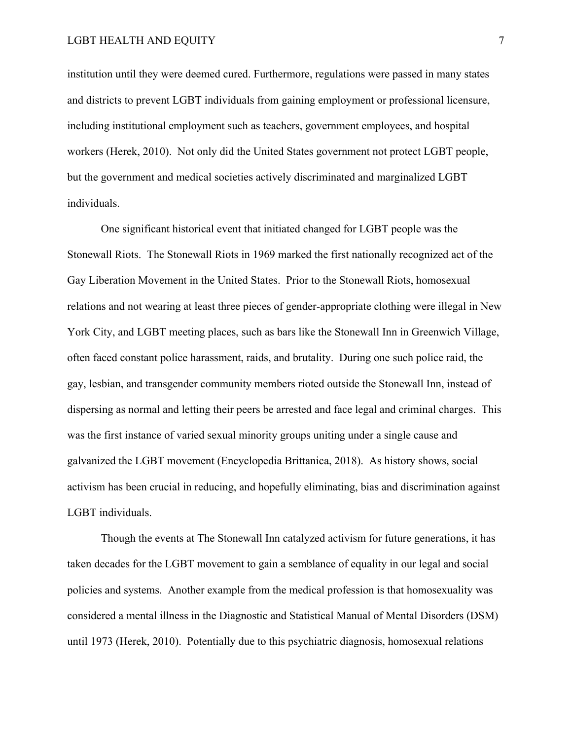institution until they were deemed cured. Furthermore, regulations were passed in many states and districts to prevent LGBT individuals from gaining employment or professional licensure, including institutional employment such as teachers, government employees, and hospital workers (Herek, 2010). Not only did the United States government not protect LGBT people, but the government and medical societies actively discriminated and marginalized LGBT individuals.

One significant historical event that initiated changed for LGBT people was the Stonewall Riots. The Stonewall Riots in 1969 marked the first nationally recognized act of the Gay Liberation Movement in the United States. Prior to the Stonewall Riots, homosexual relations and not wearing at least three pieces of gender-appropriate clothing were illegal in New York City, and LGBT meeting places, such as bars like the Stonewall Inn in Greenwich Village, often faced constant police harassment, raids, and brutality. During one such police raid, the gay, lesbian, and transgender community members rioted outside the Stonewall Inn, instead of dispersing as normal and letting their peers be arrested and face legal and criminal charges. This was the first instance of varied sexual minority groups uniting under a single cause and galvanized the LGBT movement (Encyclopedia Brittanica, 2018). As history shows, social activism has been crucial in reducing, and hopefully eliminating, bias and discrimination against LGBT individuals.

Though the events at The Stonewall Inn catalyzed activism for future generations, it has taken decades for the LGBT movement to gain a semblance of equality in our legal and social policies and systems. Another example from the medical profession is that homosexuality was considered a mental illness in the Diagnostic and Statistical Manual of Mental Disorders (DSM) until 1973 (Herek, 2010). Potentially due to this psychiatric diagnosis, homosexual relations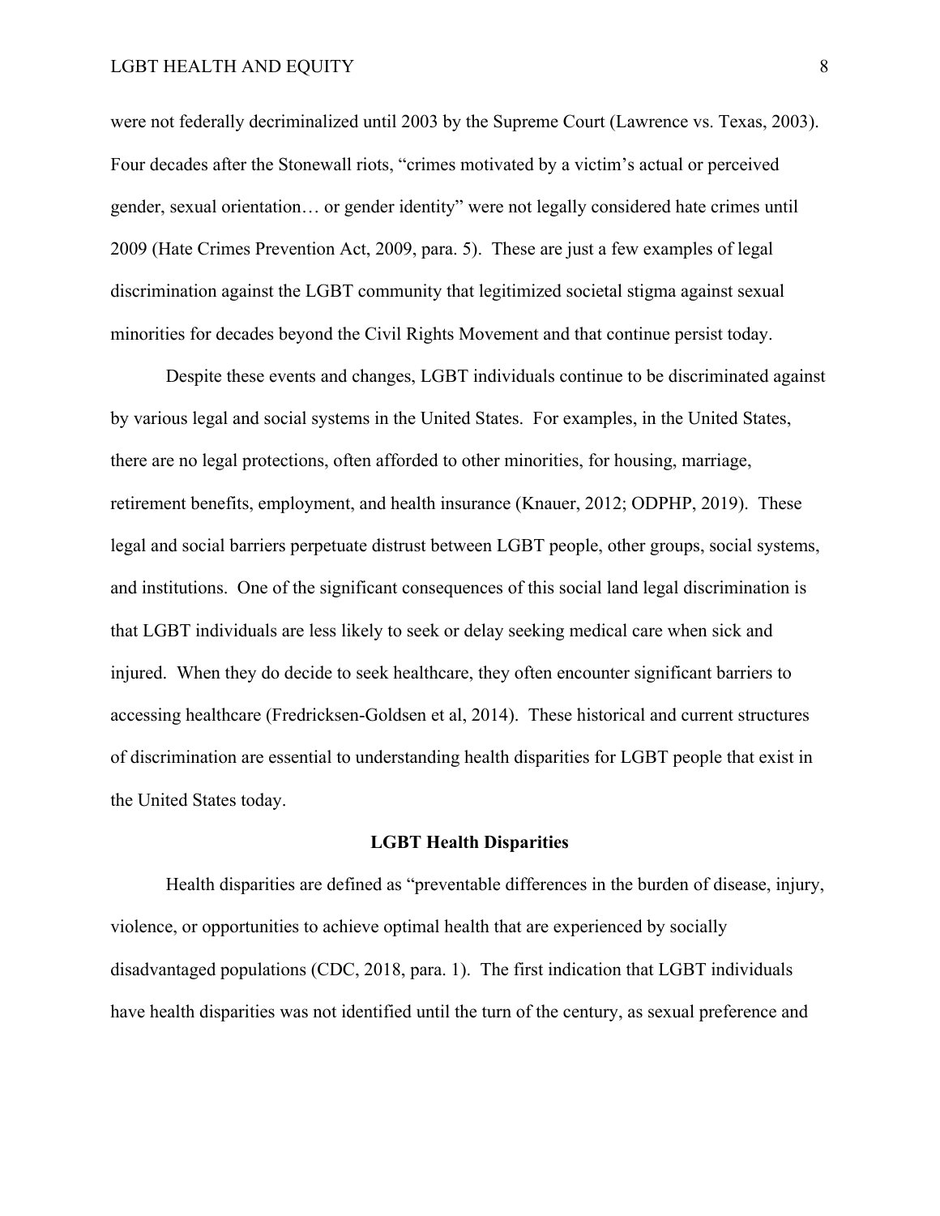were not federally decriminalized until 2003 by the Supreme Court (Lawrence vs. Texas, 2003). Four decades after the Stonewall riots, "crimes motivated by a victim's actual or perceived gender, sexual orientation… or gender identity" were not legally considered hate crimes until 2009 (Hate Crimes Prevention Act, 2009, para. 5). These are just a few examples of legal discrimination against the LGBT community that legitimized societal stigma against sexual minorities for decades beyond the Civil Rights Movement and that continue persist today.

Despite these events and changes, LGBT individuals continue to be discriminated against by various legal and social systems in the United States. For examples, in the United States, there are no legal protections, often afforded to other minorities, for housing, marriage, retirement benefits, employment, and health insurance (Knauer, 2012; ODPHP, 2019). These legal and social barriers perpetuate distrust between LGBT people, other groups, social systems, and institutions. One of the significant consequences of this social land legal discrimination is that LGBT individuals are less likely to seek or delay seeking medical care when sick and injured. When they do decide to seek healthcare, they often encounter significant barriers to accessing healthcare (Fredricksen-Goldsen et al, 2014). These historical and current structures of discrimination are essential to understanding health disparities for LGBT people that exist in the United States today.

## LGBT Health Disparities

Health disparities are defined as "preventable differences in the burden of disease, injury, violence, or opportunities to achieve optimal health that are experienced by socially disadvantaged populations (CDC, 2018, para. 1). The first indication that LGBT individuals have health disparities was not identified until the turn of the century, as sexual preference and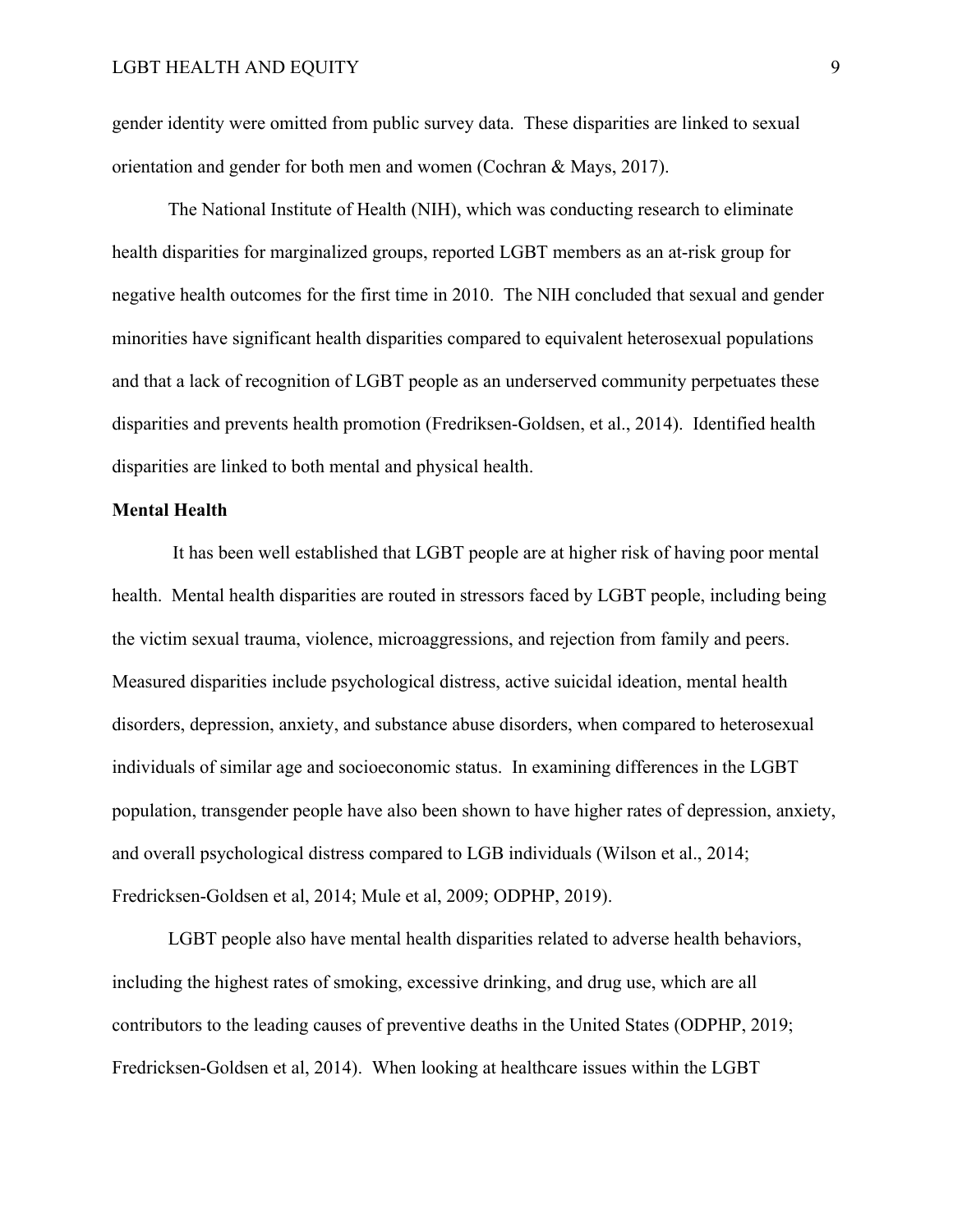gender identity were omitted from public survey data. These disparities are linked to sexual orientation and gender for both men and women (Cochran & Mays, 2017).

The National Institute of Health (NIH), which was conducting research to eliminate health disparities for marginalized groups, reported LGBT members as an at-risk group for negative health outcomes for the first time in 2010. The NIH concluded that sexual and gender minorities have significant health disparities compared to equivalent heterosexual populations and that a lack of recognition of LGBT people as an underserved community perpetuates these disparities and prevents health promotion (Fredriksen-Goldsen, et al., 2014). Identified health disparities are linked to both mental and physical health.

**Mental Health**

It has been well established that LGBT people are at higher risk of having poor mental health. Mental health disparities are routed in stressors faced by LGBT people, including being the victim sexual trauma, violence, microaggressions, and rejection from family and peers. Measured disparities include psychological distress, active suicidal ideation, mental health disorders, depression, anxiety, and substance abuse disorders, when compared to heterosexual individuals of similar age and socioeconomic status. In examining differences in the LGBT population, transgender people have also been shown to have higher rates of depression, anxiety, and overall psychological distress compared to LGB individuals (Wilson et al., 2014; Fredricksen-Goldsen et al, 2014; Mule et al, 2009; ODPHP, 2019).

LGBT people also have mental health disparities related to adverse health behaviors, including the highest rates of smoking, excessive drinking, and drug use, which are all contributors to the leading causes of preventive deaths in the United States (ODPHP, 2019; Fredricksen-Goldsen et al, 2014). When looking at healthcare issues within the LGBT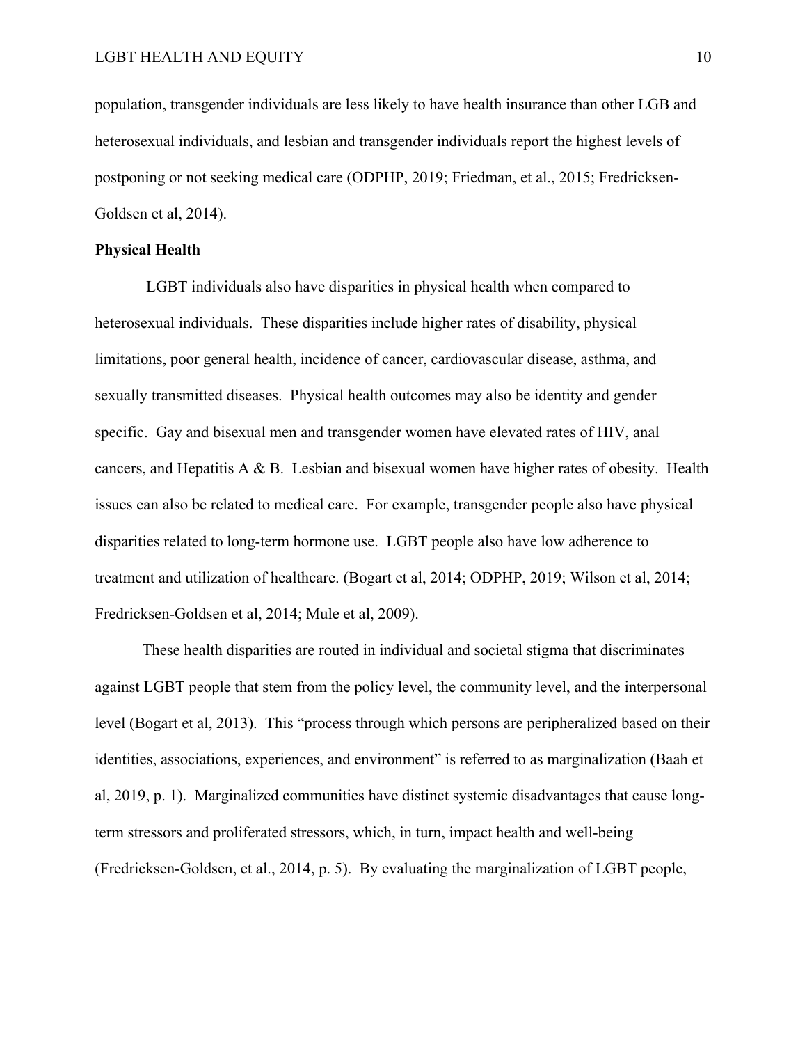population, transgender individuals are less likely to have health insurance than other LGB and heterosexual individuals, and lesbian and transgender individuals report the highest levels of postponing or not seeking medical care (ODPHP, 2019; Friedman, et al., 2015; Fredricksen-Goldsen et al, 2014).

**Physical Health**

LGBT individuals also have disparities in physical health when compared to heterosexual individuals. These disparities include higher rates of disability, physical limitations, poor general health, incidence of cancer, cardiovascular disease, asthma, and sexually transmitted diseases. Physical health outcomes may also be identity and gender specific. Gay and bisexual men and transgender women have elevated rates of HIV, anal cancers, and Hepatitis A & B. Lesbian and bisexual women have higher rates of obesity. Health issues can also be related to medical care. For example, transgender people also have physical disparities related to long-term hormone use. LGBT people also have low adherence to treatment and utilization of healthcare. (Bogart et al, 2014; ODPHP, 2019; Wilson et al, 2014; Fredricksen-Goldsen et al, 2014; Mule et al, 2009).

These health disparities are routed in individual and societal stigma that discriminates against LGBT people that stem from the policy level, the community level, and the interpersonal level (Bogart et al, 2013). This "process through which persons are peripheralized based on their identities, associations, experiences, and environment" is referred to as marginalization (Baah et al, 2019, p. 1). Marginalized communities have distinct systemic disadvantages that cause long-term stressors and proliferated stressors, which, in turn, impact health and well-being (Fredricksen-Goldsen, et al., 2014, p. 5). By evaluating the marginalization of LGBT people,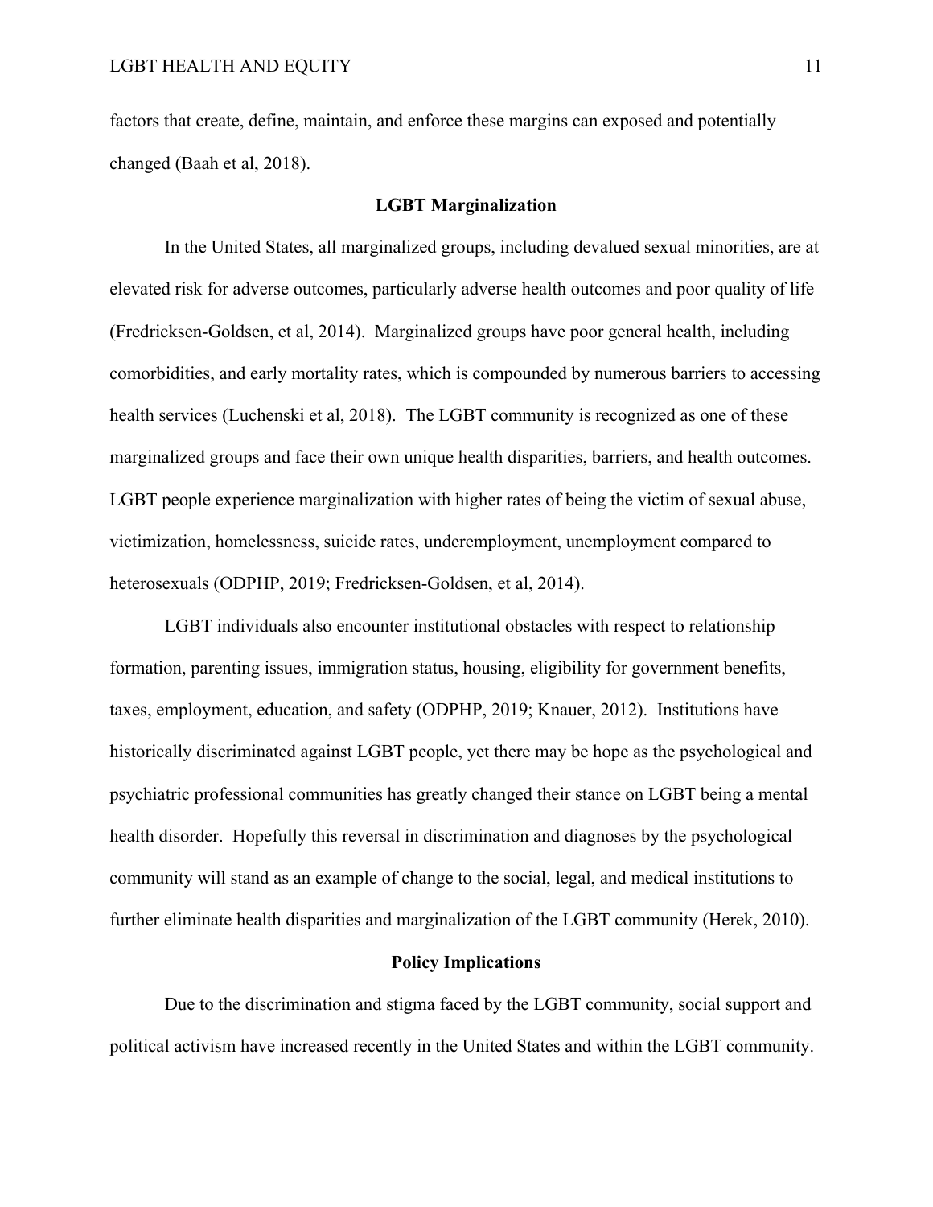factors that create, define, maintain, and enforce these margins can exposed and potentially changed (Baah et al, 2018).

## LGBT Marginalization

In the United States, all marginalized groups, including devalued sexual minorities, are at elevated risk for adverse outcomes, particularly adverse health outcomes and poor quality of life (Fredricksen-Goldsen, et al, 2014). Marginalized groups have poor general health, including comorbidities, and early mortality rates, which is compounded by numerous barriers to accessing health services (Luchenski et al, 2018). The LGBT community is recognized as one of these marginalized groups and face their own unique health disparities, barriers, and health outcomes. LGBT people experience marginalization with higher rates of being the victim of sexual abuse, victimization, homelessness, suicide rates, underemployment, unemployment compared to heterosexuals (ODPHP, 2019; Fredricksen-Goldsen, et al, 2014).

LGBT individuals also encounter institutional obstacles with respect to relationship formation, parenting issues, immigration status, housing, eligibility for government benefits, taxes, employment, education, and safety (ODPHP, 2019; Knauer, 2012). Institutions have historically discriminated against LGBT people, yet there may be hope as the psychological and psychiatric professional communities has greatly changed their stance on LGBT being a mental health disorder. Hopefully this reversal in discrimination and diagnoses by the psychological community will stand as an example of change to the social, legal, and medical institutions to further eliminate health disparities and marginalization of the LGBT community (Herek, 2010).

## Policy Implications

Due to the discrimination and stigma faced by the LGBT community, social support and political activism have increased recently in the United States and within the LGBT community.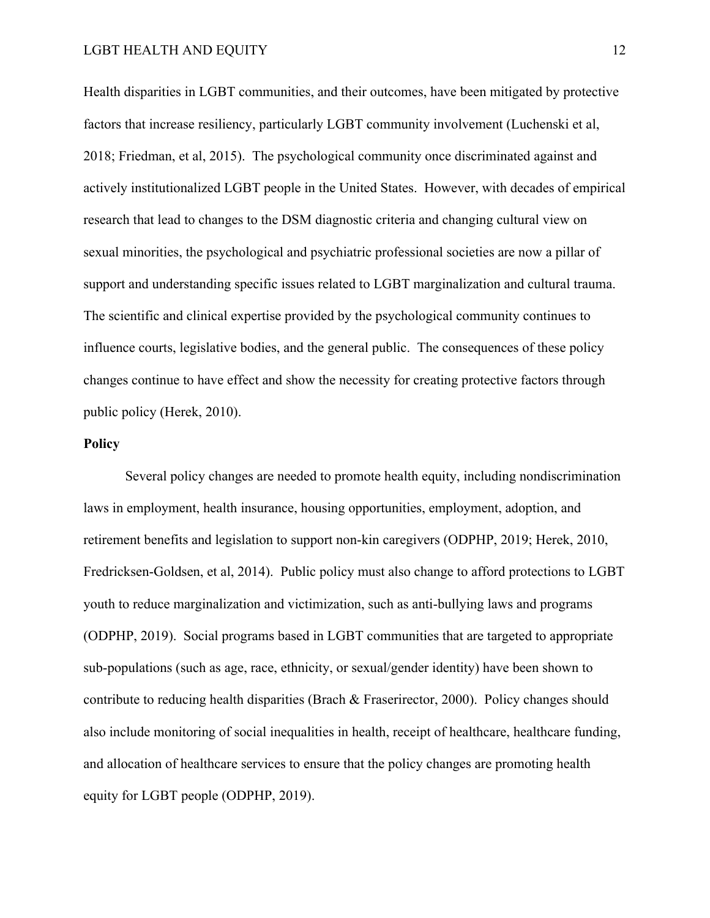Health disparities in LGBT communities, and their outcomes, have been mitigated by protective factors that increase resiliency, particularly LGBT community involvement (Luchenski et al, 2018; Friedman, et al, 2015). The psychological community once discriminated against and actively institutionalized LGBT people in the United States. However, with decades of empirical research that lead to changes to the DSM diagnostic criteria and changing cultural view on sexual minorities, the psychological and psychiatric professional societies are now a pillar of support and understanding specific issues related to LGBT marginalization and cultural trauma. The scientific and clinical expertise provided by the psychological community continues to influence courts, legislative bodies, and the general public. The consequences of these policy changes continue to have effect and show the necessity for creating protective factors through public policy (Herek, 2010).

**Policy**

Several policy changes are needed to promote health equity, including nondiscrimination laws in employment, health insurance, housing opportunities, employment, adoption, and retirement benefits and legislation to support non-kin caregivers (ODPHP, 2019; Herek, 2010, Fredricksen-Goldsen, et al, 2014). Public policy must also change to afford protections to LGBT youth to reduce marginalization and victimization, such as anti-bullying laws and programs (ODPHP, 2019). Social programs based in LGBT communities that are targeted to appropriate sub-populations (such as age, race, ethnicity, or sexual/gender identity) have been shown to contribute to reducing health disparities (Brach & Fraserirector, 2000). Policy changes should also include monitoring of social inequalities in health, receipt of healthcare, healthcare funding, and allocation of healthcare services to ensure that the policy changes are promoting health equity for LGBT people (ODPHP, 2019).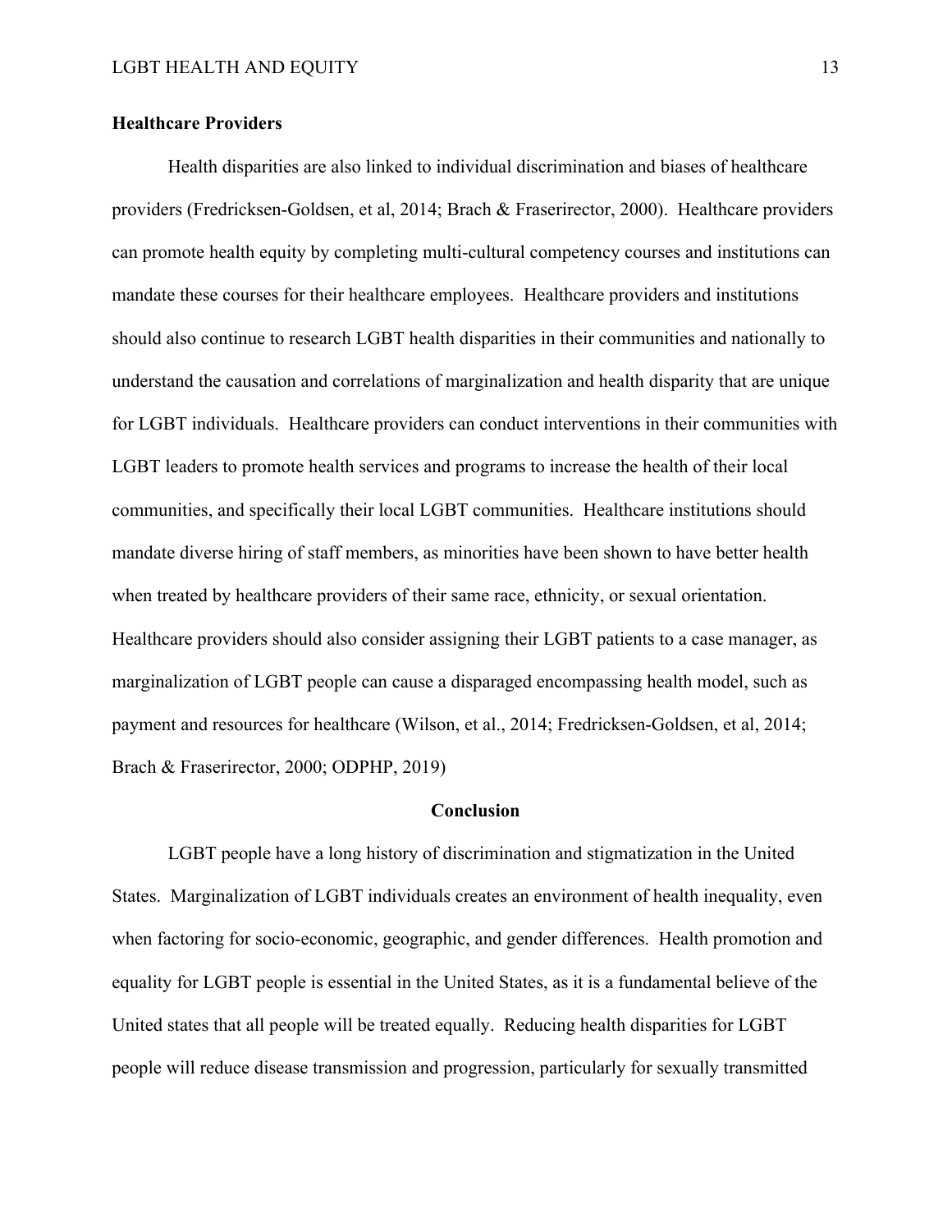**Healthcare Providers**

Health disparities are also linked to individual discrimination and biases of healthcare providers (Fredricksen-Goldsen, et al, 2014; Brach & Fraserirector, 2000). Healthcare providers can promote health equity by completing multi-cultural competency courses and institutions can mandate these courses for their healthcare employees. Healthcare providers and institutions should also continue to research LGBT health disparities in their communities and nationally to understand the causation and correlations of marginalization and health disparity that are unique for LGBT individuals. Healthcare providers can conduct interventions in their communities with LGBT leaders to promote health services and programs to increase the health of their local communities, and specifically their local LGBT communities. Healthcare institutions should mandate diverse hiring of staff members, as minorities have been shown to have better health when treated by healthcare providers of their same race, ethnicity, or sexual orientation. Healthcare providers should also consider assigning their LGBT patients to a case manager, as marginalization of LGBT people can cause a disparaged encompassing health model, such as payment and resources for healthcare (Wilson, et al., 2014; Fredricksen-Goldsen, et al, 2014; Brach & Fraserirector, 2000; ODPHP, 2019)

## Conclusion

LGBT people have a long history of discrimination and stigmatization in the United States. Marginalization of LGBT individuals creates an environment of health inequality, even when factoring for socio-economic, geographic, and gender differences. Health promotion and equality for LGBT people is essential in the United States, as it is a fundamental believe of the United states that all people will be treated equally. Reducing health disparities for LGBT people will reduce disease transmission and progression, particularly for sexually transmitted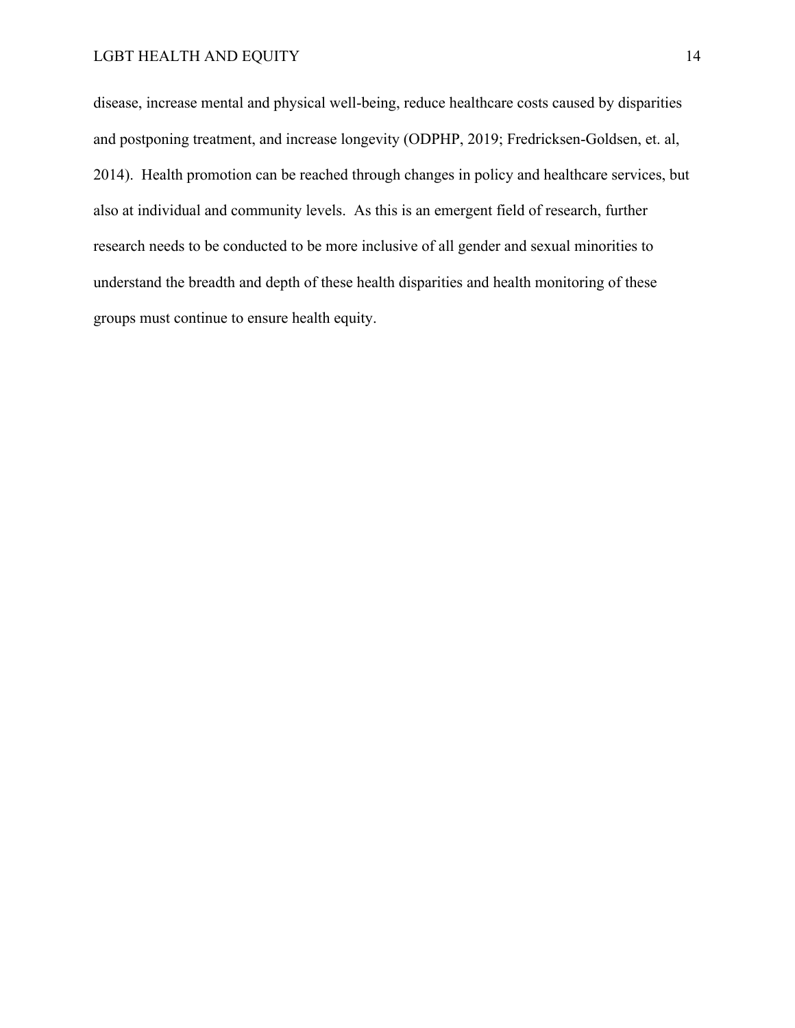disease, increase mental and physical well-being, reduce healthcare costs caused by disparities and postponing treatment, and increase longevity (ODPHP, 2019; Fredricksen-Goldsen, et. al, 2014). Health promotion can be reached through changes in policy and healthcare services, but also at individual and community levels. As this is an emergent field of research, further research needs to be conducted to be more inclusive of all gender and sexual minorities to understand the breadth and depth of these health disparities and health monitoring of these groups must continue to ensure health equity.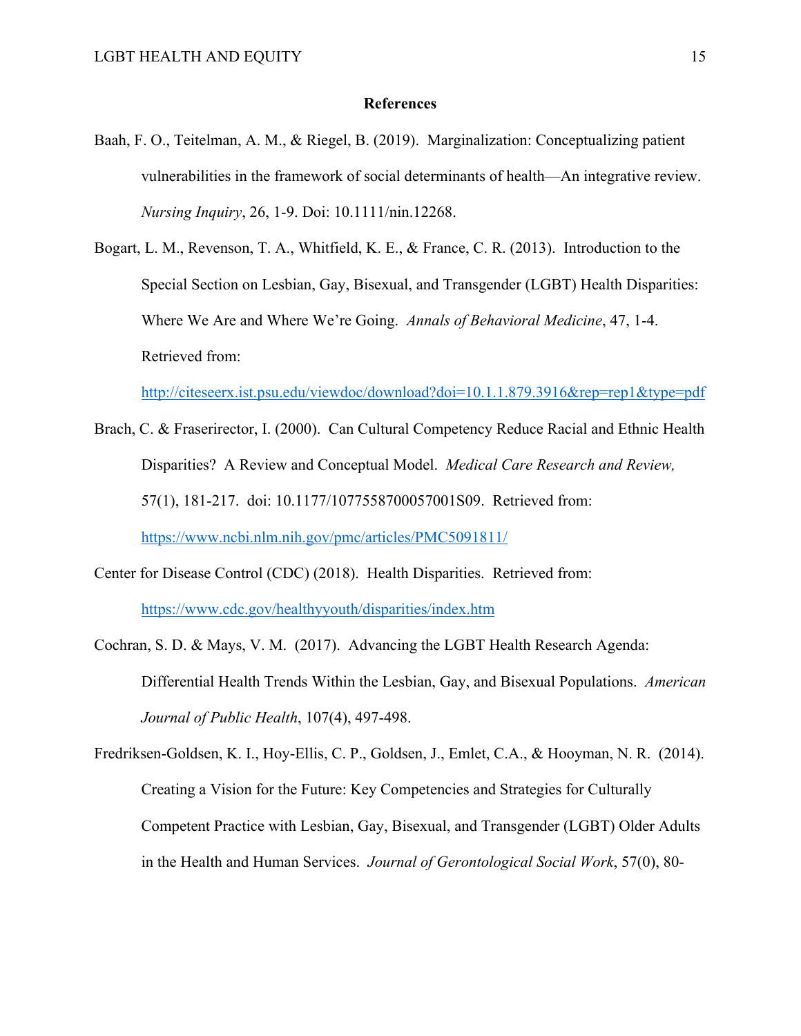**References**

Baah, F. O., Teitelman, A. M., & Riegel, B. (2019). Marginalization: Conceptualizing patient vulnerabilities in the framework of social determinants of health—An integrative review. *Nursing Inquiry*, 26, 1-9. Doi: 10.1111/nin.12268.

Bogart, L. M., Revenson, T. A., Whitfield, K. E., & France, C. R. (2013). Introduction to the Special Section on Lesbian, Gay, Bisexual, and Transgender (LGBT) Health Disparities: Where We Are and Where We're Going. *Annals of Behavioral Medicine*, 47, 1-4. Retrieved from: http://citeseerx.ist.psu.edu/viewdoc/download?doi=10.1.1.879.3916&rep=rep1&type=pdf

Brach, C. & Fraserirector, I. (2000). Can Cultural Competency Reduce Racial and Ethnic Health Disparities? A Review and Conceptual Model. *Medical Care Research and Review,* 57(1), 181-217. doi: 10.1177/1077558700057001S09. Retrieved from: https://www.ncbi.nlm.nih.gov/pmc/articles/PMC5091811/

Center for Disease Control (CDC) (2018). Health Disparities. Retrieved from: https://www.cdc.gov/healthyyouth/disparities/index.htm

Cochran, S. D. & Mays, V. M. (2017). Advancing the LGBT Health Research Agenda: Differential Health Trends Within the Lesbian, Gay, and Bisexual Populations. *American Journal of Public Health*, 107(4), 497-498.

Fredriksen-Goldsen, K. I., Hoy-Ellis, C. P., Goldsen, J., Emlet, C.A., & Hooyman, N. R. (2014). Creating a Vision for the Future: Key Competencies and Strategies for Culturally Competent Practice with Lesbian, Gay, Bisexual, and Transgender (LGBT) Older Adults in the Health and Human Services. *Journal of Gerontological Social Work*, 57(0), 80-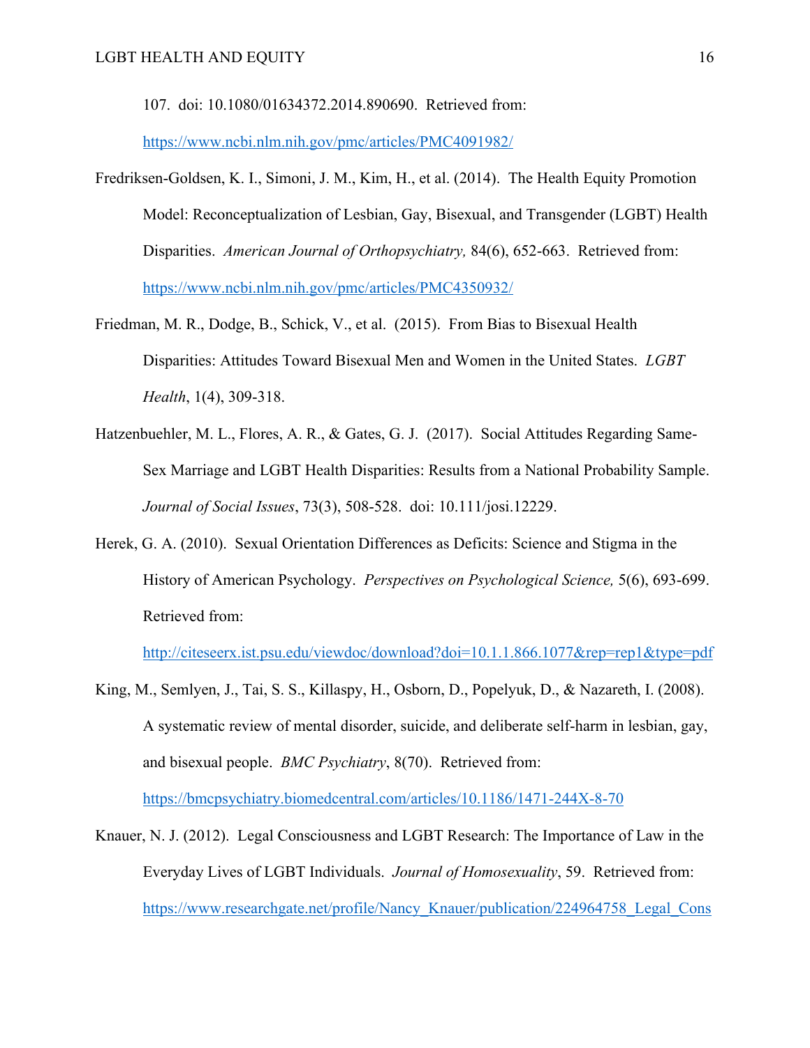107. doi: 10.1080/01634372.2014.890690. Retrieved from: https://www.ncbi.nlm.nih.gov/pmc/articles/PMC4091982/

Fredriksen-Goldsen, K. I., Simoni, J. M., Kim, H., et al. (2014). The Health Equity Promotion Model: Reconceptualization of Lesbian, Gay, Bisexual, and Transgender (LGBT) Health Disparities. *American Journal of Orthopsychiatry,* 84(6), 652-663. Retrieved from: https://www.ncbi.nlm.nih.gov/pmc/articles/PMC4350932/

Friedman, M. R., Dodge, B., Schick, V., et al. (2015). From Bias to Bisexual Health Disparities: Attitudes Toward Bisexual Men and Women in the United States. *LGBT Health*, 1(4), 309-318.

Hatzenbuehler, M. L., Flores, A. R., & Gates, G. J. (2017). Social Attitudes Regarding Same-Sex Marriage and LGBT Health Disparities: Results from a National Probability Sample. *Journal of Social Issues*, 73(3), 508-528. doi: 10.111/josi.12229.

Herek, G. A. (2010). Sexual Orientation Differences as Deficits: Science and Stigma in the History of American Psychology. *Perspectives on Psychological Science,* 5(6), 693-699. Retrieved from: http://citeseerx.ist.psu.edu/viewdoc/download?doi=10.1.1.866.1077&rep=rep1&type=pdf

King, M., Semlyen, J., Tai, S. S., Killaspy, H., Osborn, D., Popelyuk, D., & Nazareth, I. (2008). A systematic review of mental disorder, suicide, and deliberate self-harm in lesbian, gay, and bisexual people. *BMC Psychiatry*, 8(70). Retrieved from: https://bmcpsychiatry.biomedcentral.com/articles/10.1186/1471-244X-8-70

Knauer, N. J. (2012). Legal Consciousness and LGBT Research: The Importance of Law in the Everyday Lives of LGBT Individuals. *Journal of Homosexuality*, 59. Retrieved from: https://www.researchgate.net/profile/Nancy_Knauer/publication/224964758_Legal_Cons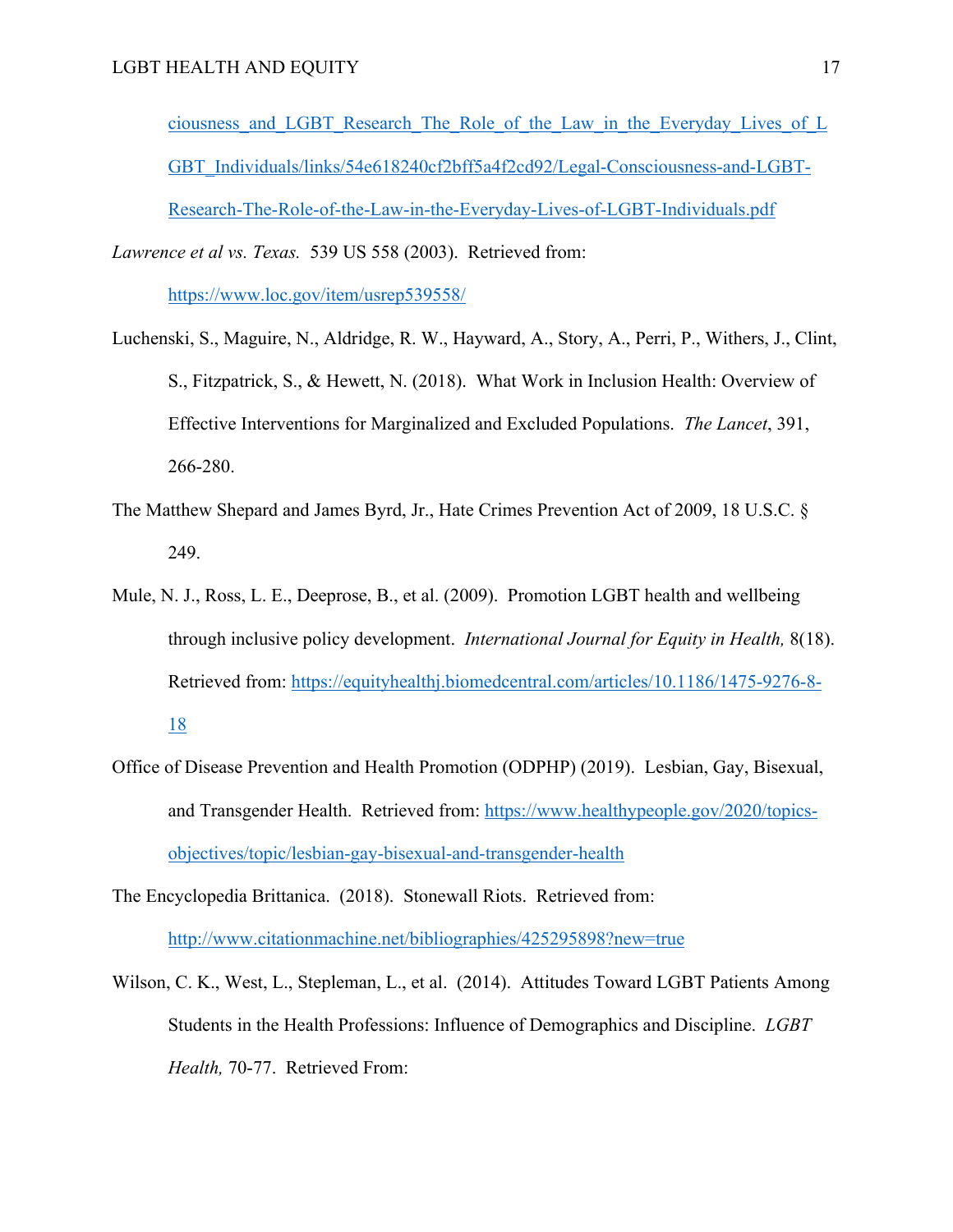ciousness_and_LGBT_Research_The_Role_of_the_Law_in_the_Everyday_Lives_of_LGBT_Individuals/links/54e618240cf2bff5a4f2cd92/Legal-Consciousness-and-LGBT-Research-The-Role-of-the-Law-in-the-Everyday-Lives-of-LGBT-Individuals.pdf

*Lawrence et al vs. Texas.* 539 US 558 (2003). Retrieved from: https://www.loc.gov/item/usrep539558/

Luchenski, S., Maguire, N., Aldridge, R. W., Hayward, A., Story, A., Perri, P., Withers, J., Clint, S., Fitzpatrick, S., & Hewett, N. (2018). What Work in Inclusion Health: Overview of Effective Interventions for Marginalized and Excluded Populations. *The Lancet*, 391, 266-280.

The Matthew Shepard and James Byrd, Jr., Hate Crimes Prevention Act of 2009, 18 U.S.C. § 249.

Mule, N. J., Ross, L. E., Deeprose, B., et al. (2009). Promotion LGBT health and wellbeing through inclusive policy development. *International Journal for Equity in Health,* 8(18). Retrieved from: https://equityhealthj.biomedcentral.com/articles/10.1186/1475-9276-8-18

Office of Disease Prevention and Health Promotion (ODPHP) (2019). Lesbian, Gay, Bisexual, and Transgender Health. Retrieved from: https://www.healthypeople.gov/2020/topics-objectives/topic/lesbian-gay-bisexual-and-transgender-health

The Encyclopedia Brittanica. (2018). Stonewall Riots. Retrieved from: http://www.citationmachine.net/bibliographies/425295898?new=true

Wilson, C. K., West, L., Stepleman, L., et al. (2014). Attitudes Toward LGBT Patients Among Students in the Health Professions: Influence of Demographics and Discipline. *LGBT Health,* 70-77. Retrieved From: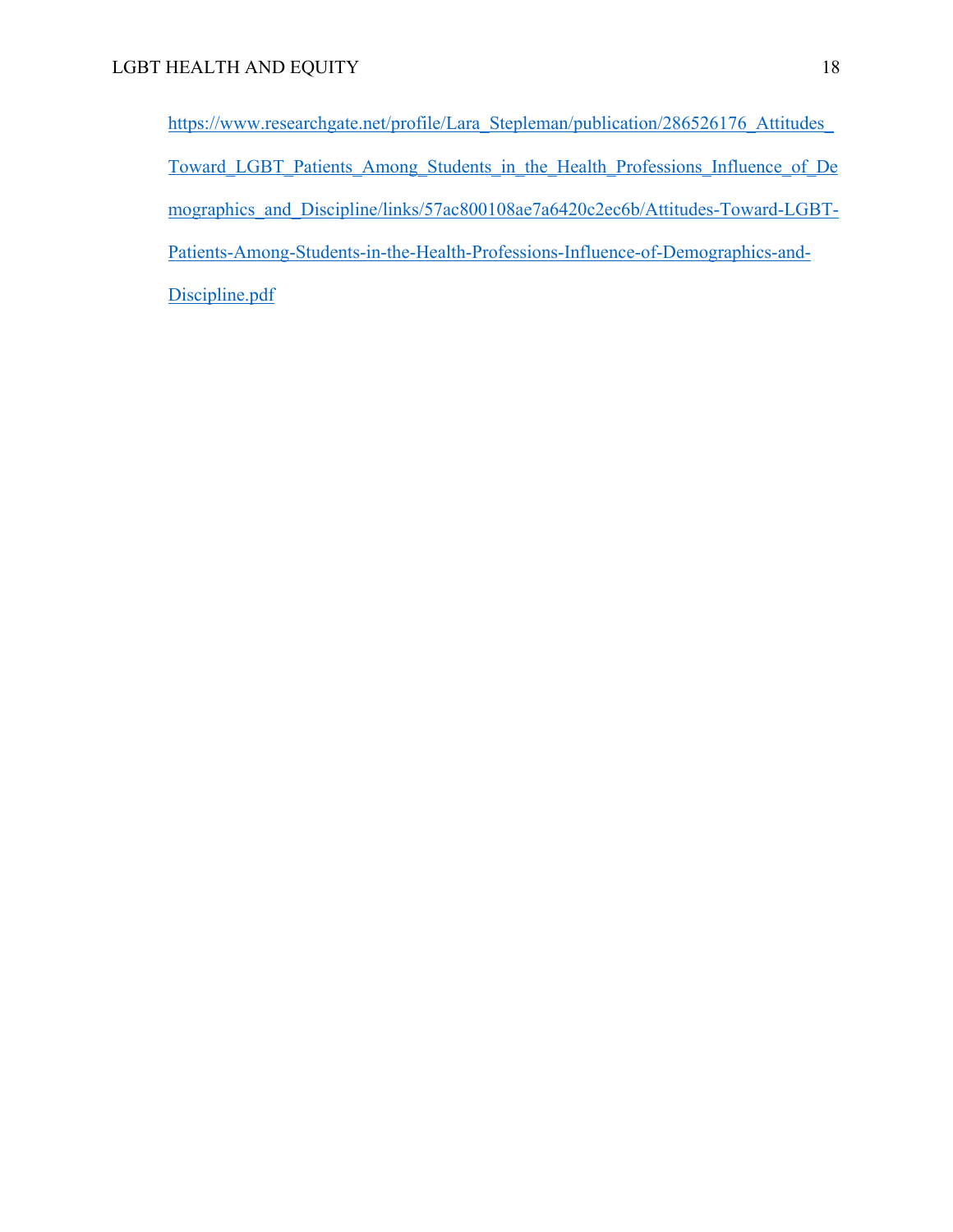https://www.researchgate.net/profile/Lara_Stepleman/publication/286526176_Attitudes_Toward_LGBT_Patients_Among_Students_in_the_Health_Professions_Influence_of_Demographics_and_Discipline/links/57ac800108ae7a6420c2ec6b/Attitudes-Toward-LGBT-Patients-Among-Students-in-the-Health-Professions-Influence-of-Demographics-and-Discipline.pdf